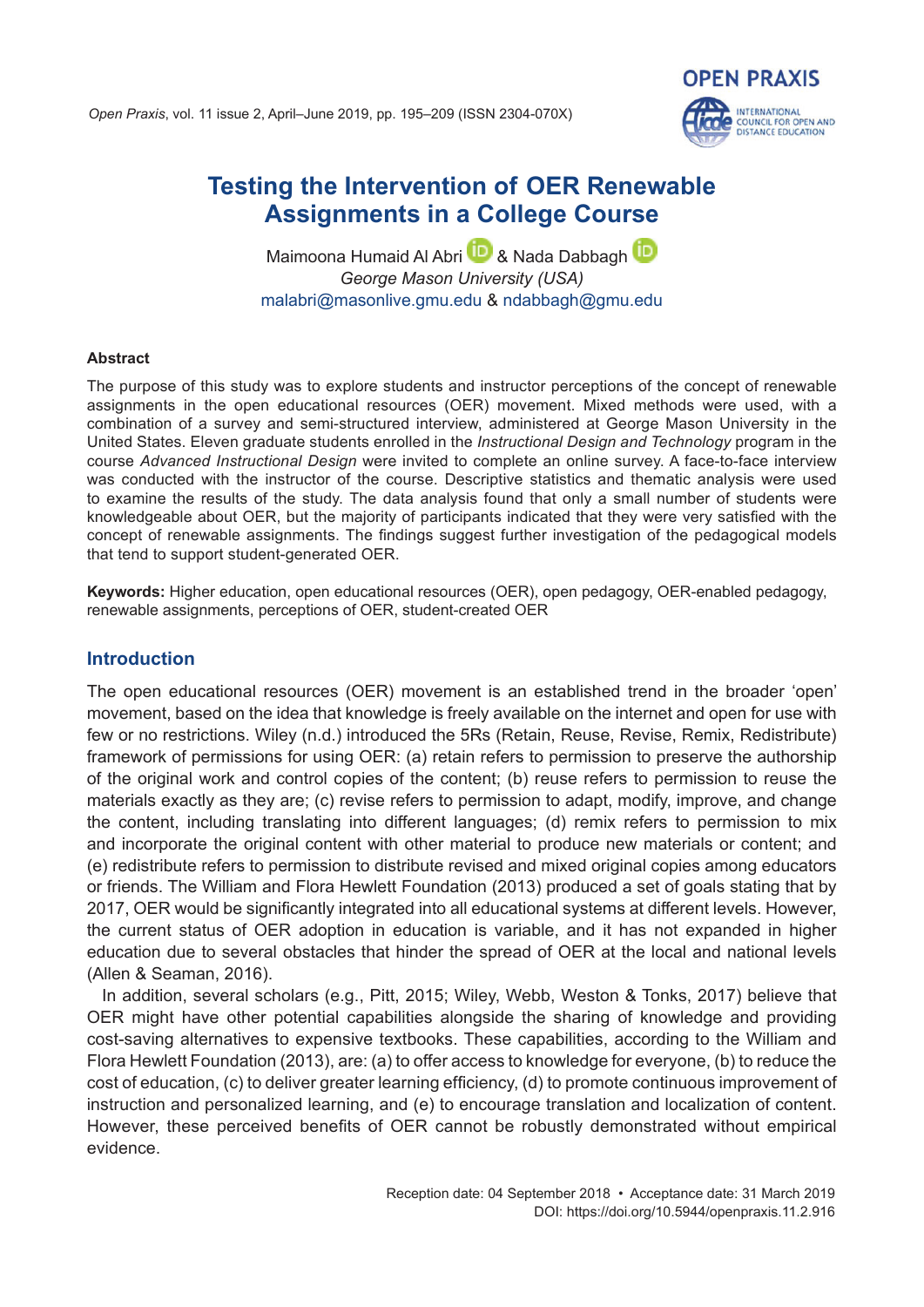# Testing the Intervention of OER Renewable Assignments in a College Course

Maimoona Humaid Al Abri & Nada Dabbagh
*George Mason University (USA)*
malabri@masonlive.gmu.edu & ndabbagh@gmu.edu

## Abstract

The purpose of this study was to explore students and instructor perceptions of the concept of renewable assignments in the open educational resources (OER) movement. Mixed methods were used, with a combination of a survey and semi-structured interview, administered at George Mason University in the United States. Eleven graduate students enrolled in the *Instructional Design and Technology* program in the course *Advanced Instructional Design* were invited to complete an online survey. A face-to-face interview was conducted with the instructor of the course. Descriptive statistics and thematic analysis were used to examine the results of the study. The data analysis found that only a small number of students were knowledgeable about OER, but the majority of participants indicated that they were very satisfied with the concept of renewable assignments. The findings suggest further investigation of the pedagogical models that tend to support student-generated OER.

**Keywords:** Higher education, open educational resources (OER), open pedagogy, OER-enabled pedagogy, renewable assignments, perceptions of OER, student-created OER

## Introduction

The open educational resources (OER) movement is an established trend in the broader 'open' movement, based on the idea that knowledge is freely available on the internet and open for use with few or no restrictions. Wiley (n.d.) introduced the 5Rs (Retain, Reuse, Revise, Remix, Redistribute) framework of permissions for using OER: (a) retain refers to permission to preserve the authorship of the original work and control copies of the content; (b) reuse refers to permission to reuse the materials exactly as they are; (c) revise refers to permission to adapt, modify, improve, and change the content, including translating into different languages; (d) remix refers to permission to mix and incorporate the original content with other material to produce new materials or content; and (e) redistribute refers to permission to distribute revised and mixed original copies among educators or friends. The William and Flora Hewlett Foundation (2013) produced a set of goals stating that by 2017, OER would be significantly integrated into all educational systems at different levels. However, the current status of OER adoption in education is variable, and it has not expanded in higher education due to several obstacles that hinder the spread of OER at the local and national levels (Allen & Seaman, 2016).

In addition, several scholars (e.g., Pitt, 2015; Wiley, Webb, Weston & Tonks, 2017) believe that OER might have other potential capabilities alongside the sharing of knowledge and providing cost-saving alternatives to expensive textbooks. These capabilities, according to the William and Flora Hewlett Foundation (2013), are: (a) to offer access to knowledge for everyone, (b) to reduce the cost of education, (c) to deliver greater learning efficiency, (d) to promote continuous improvement of instruction and personalized learning, and (e) to encourage translation and localization of content. However, these perceived benefits of OER cannot be robustly demonstrated without empirical evidence.

Reception date: 04 September 2018 • Acceptance date: 31 March 2019
DOI: https://doi.org/10.5944/openpraxis.11.2.916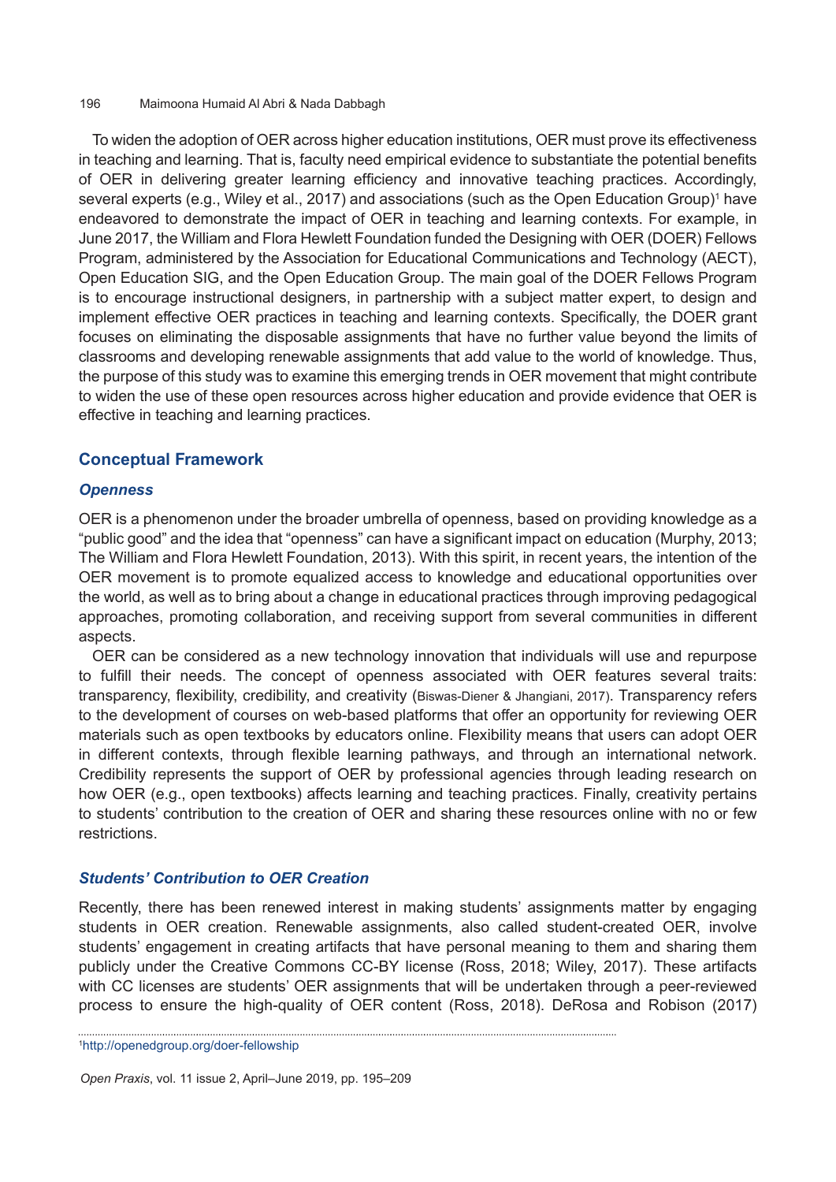To widen the adoption of OER across higher education institutions, OER must prove its effectiveness in teaching and learning. That is, faculty need empirical evidence to substantiate the potential benefits of OER in delivering greater learning efficiency and innovative teaching practices. Accordingly, several experts (e.g., Wiley et al., 2017) and associations (such as the Open Education Group)[1] have endeavored to demonstrate the impact of OER in teaching and learning contexts. For example, in June 2017, the William and Flora Hewlett Foundation funded the Designing with OER (DOER) Fellows Program, administered by the Association for Educational Communications and Technology (AECT), Open Education SIG, and the Open Education Group. The main goal of the DOER Fellows Program is to encourage instructional designers, in partnership with a subject matter expert, to design and implement effective OER practices in teaching and learning contexts. Specifically, the DOER grant focuses on eliminating the disposable assignments that have no further value beyond the limits of classrooms and developing renewable assignments that add value to the world of knowledge. Thus, the purpose of this study was to examine this emerging trends in OER movement that might contribute to widen the use of these open resources across higher education and provide evidence that OER is effective in teaching and learning practices.

## Conceptual Framework

### *Openness*

OER is a phenomenon under the broader umbrella of openness, based on providing knowledge as a "public good" and the idea that "openness" can have a significant impact on education (Murphy, 2013; The William and Flora Hewlett Foundation, 2013). With this spirit, in recent years, the intention of the OER movement is to promote equalized access to knowledge and educational opportunities over the world, as well as to bring about a change in educational practices through improving pedagogical approaches, promoting collaboration, and receiving support from several communities in different aspects.

OER can be considered as a new technology innovation that individuals will use and repurpose to fulfill their needs. The concept of openness associated with OER features several traits: transparency, flexibility, credibility, and creativity (Biswas-Diener & Jhangiani, 2017). Transparency refers to the development of courses on web-based platforms that offer an opportunity for reviewing OER materials such as open textbooks by educators online. Flexibility means that users can adopt OER in different contexts, through flexible learning pathways, and through an international network. Credibility represents the support of OER by professional agencies through leading research on how OER (e.g., open textbooks) affects learning and teaching practices. Finally, creativity pertains to students' contribution to the creation of OER and sharing these resources online with no or few restrictions.

### *Students' Contribution to OER Creation*

Recently, there has been renewed interest in making students' assignments matter by engaging students in OER creation. Renewable assignments, also called student-created OER, involve students' engagement in creating artifacts that have personal meaning to them and sharing them publicly under the Creative Commons CC-BY license (Ross, 2018; Wiley, 2017). These artifacts with CC licenses are students' OER assignments that will be undertaken through a peer-reviewed process to ensure the high-quality of OER content (Ross, 2018). DeRosa and Robison (2017)

[1] http://openedgroup.org/doer-fellowship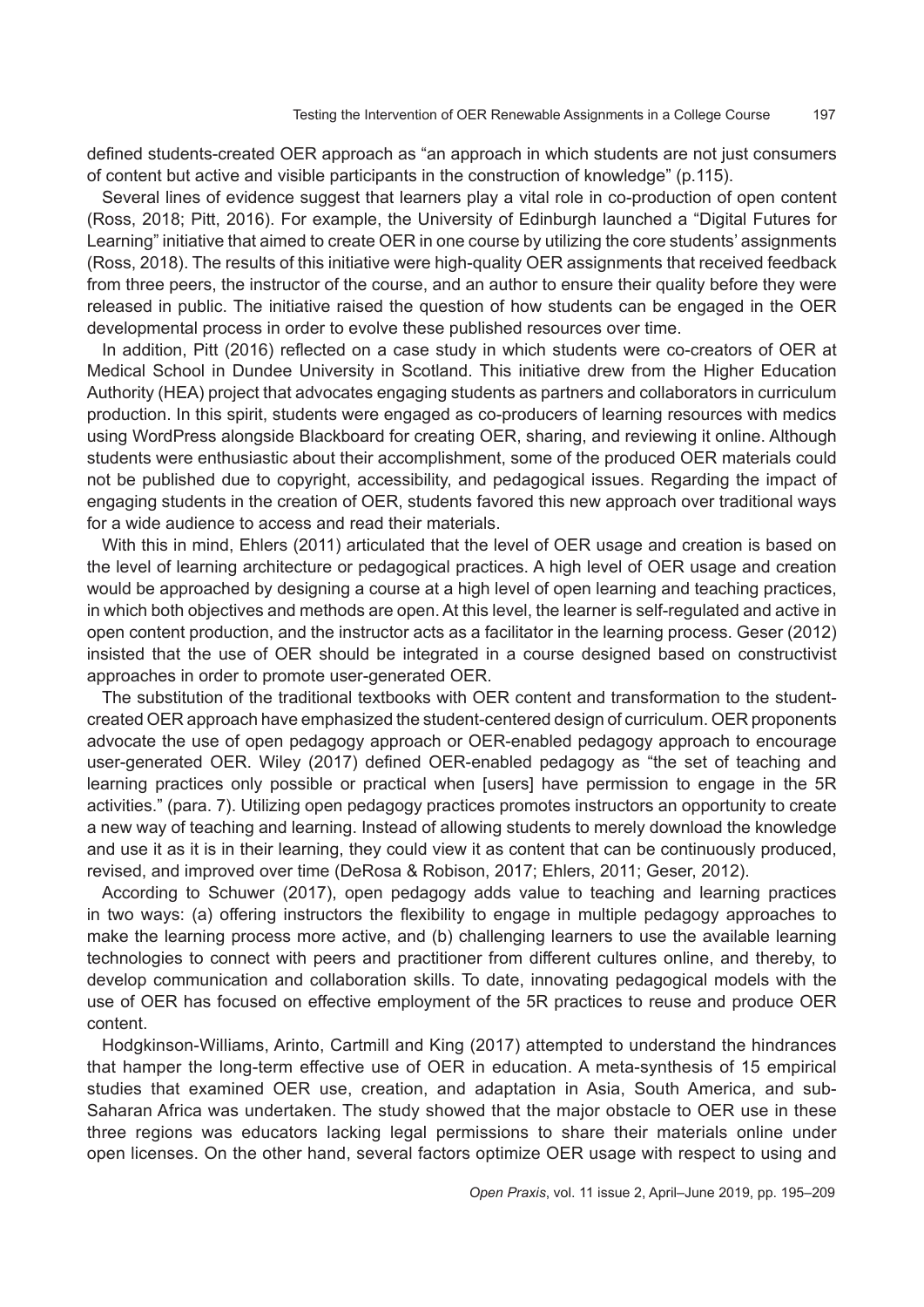defined students-created OER approach as "an approach in which students are not just consumers of content but active and visible participants in the construction of knowledge" (p.115).

Several lines of evidence suggest that learners play a vital role in co-production of open content (Ross, 2018; Pitt, 2016). For example, the University of Edinburgh launched a "Digital Futures for Learning" initiative that aimed to create OER in one course by utilizing the core students' assignments (Ross, 2018). The results of this initiative were high-quality OER assignments that received feedback from three peers, the instructor of the course, and an author to ensure their quality before they were released in public. The initiative raised the question of how students can be engaged in the OER developmental process in order to evolve these published resources over time.

In addition, Pitt (2016) reflected on a case study in which students were co-creators of OER at Medical School in Dundee University in Scotland. This initiative drew from the Higher Education Authority (HEA) project that advocates engaging students as partners and collaborators in curriculum production. In this spirit, students were engaged as co-producers of learning resources with medics using WordPress alongside Blackboard for creating OER, sharing, and reviewing it online. Although students were enthusiastic about their accomplishment, some of the produced OER materials could not be published due to copyright, accessibility, and pedagogical issues. Regarding the impact of engaging students in the creation of OER, students favored this new approach over traditional ways for a wide audience to access and read their materials.

With this in mind, Ehlers (2011) articulated that the level of OER usage and creation is based on the level of learning architecture or pedagogical practices. A high level of OER usage and creation would be approached by designing a course at a high level of open learning and teaching practices, in which both objectives and methods are open. At this level, the learner is self-regulated and active in open content production, and the instructor acts as a facilitator in the learning process. Geser (2012) insisted that the use of OER should be integrated in a course designed based on constructivist approaches in order to promote user-generated OER.

The substitution of the traditional textbooks with OER content and transformation to the student-created OER approach have emphasized the student-centered design of curriculum. OER proponents advocate the use of open pedagogy approach or OER-enabled pedagogy approach to encourage user-generated OER. Wiley (2017) defined OER-enabled pedagogy as "the set of teaching and learning practices only possible or practical when [users] have permission to engage in the 5R activities." (para. 7). Utilizing open pedagogy practices promotes instructors an opportunity to create a new way of teaching and learning. Instead of allowing students to merely download the knowledge and use it as it is in their learning, they could view it as content that can be continuously produced, revised, and improved over time (DeRosa & Robison, 2017; Ehlers, 2011; Geser, 2012).

According to Schuwer (2017), open pedagogy adds value to teaching and learning practices in two ways: (a) offering instructors the flexibility to engage in multiple pedagogy approaches to make the learning process more active, and (b) challenging learners to use the available learning technologies to connect with peers and practitioner from different cultures online, and thereby, to develop communication and collaboration skills. To date, innovating pedagogical models with the use of OER has focused on effective employment of the 5R practices to reuse and produce OER content.

Hodgkinson-Williams, Arinto, Cartmill and King (2017) attempted to understand the hindrances that hamper the long-term effective use of OER in education. A meta-synthesis of 15 empirical studies that examined OER use, creation, and adaptation in Asia, South America, and sub-Saharan Africa was undertaken. The study showed that the major obstacle to OER use in these three regions was educators lacking legal permissions to share their materials online under open licenses. On the other hand, several factors optimize OER usage with respect to using and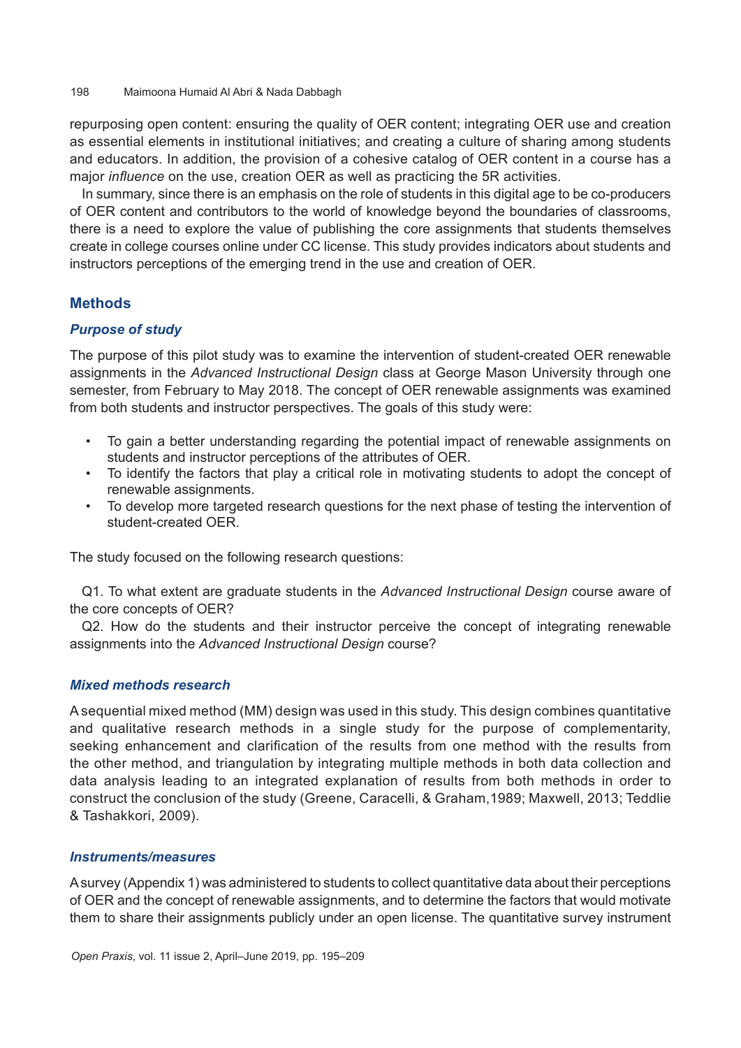repurposing open content: ensuring the quality of OER content; integrating OER use and creation as essential elements in institutional initiatives; and creating a culture of sharing among students and educators. In addition, the provision of a cohesive catalog of OER content in a course has a major *influence* on the use, creation OER as well as practicing the 5R activities.

In summary, since there is an emphasis on the role of students in this digital age to be co-producers of OER content and contributors to the world of knowledge beyond the boundaries of classrooms, there is a need to explore the value of publishing the core assignments that students themselves create in college courses online under CC license. This study provides indicators about students and instructors perceptions of the emerging trend in the use and creation of OER.

## Methods

### *Purpose of study*

The purpose of this pilot study was to examine the intervention of student-created OER renewable assignments in the *Advanced Instructional Design* class at George Mason University through one semester, from February to May 2018. The concept of OER renewable assignments was examined from both students and instructor perspectives. The goals of this study were:

- To gain a better understanding regarding the potential impact of renewable assignments on students and instructor perceptions of the attributes of OER.
- To identify the factors that play a critical role in motivating students to adopt the concept of renewable assignments.
- To develop more targeted research questions for the next phase of testing the intervention of student-created OER.

The study focused on the following research questions:

Q1. To what extent are graduate students in the *Advanced Instructional Design* course aware of the core concepts of OER?

Q2. How do the students and their instructor perceive the concept of integrating renewable assignments into the *Advanced Instructional Design* course?

### *Mixed methods research*

A sequential mixed method (MM) design was used in this study. This design combines quantitative and qualitative research methods in a single study for the purpose of complementarity, seeking enhancement and clarification of the results from one method with the results from the other method, and triangulation by integrating multiple methods in both data collection and data analysis leading to an integrated explanation of results from both methods in order to construct the conclusion of the study (Greene, Caracelli, & Graham,1989; Maxwell, 2013; Teddlie & Tashakkori, 2009).

### *Instruments/measures*

A survey (Appendix 1) was administered to students to collect quantitative data about their perceptions of OER and the concept of renewable assignments, and to determine the factors that would motivate them to share their assignments publicly under an open license. The quantitative survey instrument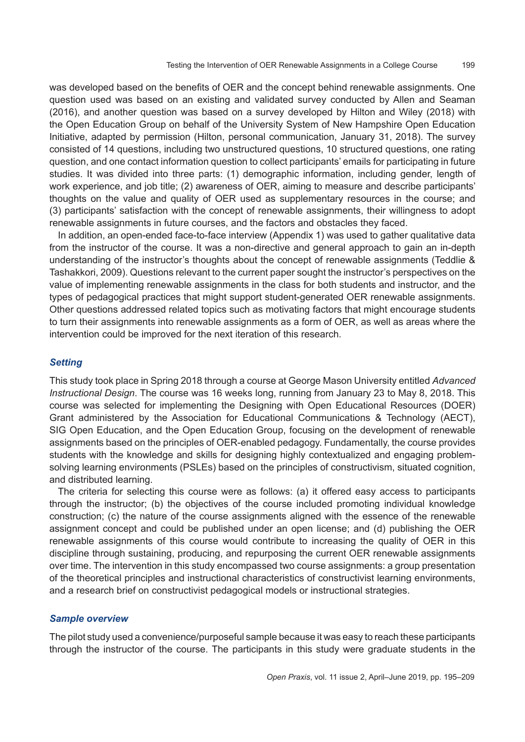was developed based on the benefits of OER and the concept behind renewable assignments. One question used was based on an existing and validated survey conducted by Allen and Seaman (2016), and another question was based on a survey developed by Hilton and Wiley (2018) with the Open Education Group on behalf of the University System of New Hampshire Open Education Initiative, adapted by permission (Hilton, personal communication, January 31, 2018). The survey consisted of 14 questions, including two unstructured questions, 10 structured questions, one rating question, and one contact information question to collect participants' emails for participating in future studies. It was divided into three parts: (1) demographic information, including gender, length of work experience, and job title; (2) awareness of OER, aiming to measure and describe participants' thoughts on the value and quality of OER used as supplementary resources in the course; and (3) participants' satisfaction with the concept of renewable assignments, their willingness to adopt renewable assignments in future courses, and the factors and obstacles they faced.

In addition, an open-ended face-to-face interview (Appendix 1) was used to gather qualitative data from the instructor of the course. It was a non-directive and general approach to gain an in-depth understanding of the instructor's thoughts about the concept of renewable assignments (Teddlie & Tashakkori, 2009). Questions relevant to the current paper sought the instructor's perspectives on the value of implementing renewable assignments in the class for both students and instructor, and the types of pedagogical practices that might support student-generated OER renewable assignments. Other questions addressed related topics such as motivating factors that might encourage students to turn their assignments into renewable assignments as a form of OER, as well as areas where the intervention could be improved for the next iteration of this research.

### *Setting*

This study took place in Spring 2018 through a course at George Mason University entitled *Advanced Instructional Design*. The course was 16 weeks long, running from January 23 to May 8, 2018. This course was selected for implementing the Designing with Open Educational Resources (DOER) Grant administered by the Association for Educational Communications & Technology (AECT), SIG Open Education, and the Open Education Group, focusing on the development of renewable assignments based on the principles of OER-enabled pedagogy. Fundamentally, the course provides students with the knowledge and skills for designing highly contextualized and engaging problem-solving learning environments (PSLEs) based on the principles of constructivism, situated cognition, and distributed learning.

The criteria for selecting this course were as follows: (a) it offered easy access to participants through the instructor; (b) the objectives of the course included promoting individual knowledge construction; (c) the nature of the course assignments aligned with the essence of the renewable assignment concept and could be published under an open license; and (d) publishing the OER renewable assignments of this course would contribute to increasing the quality of OER in this discipline through sustaining, producing, and repurposing the current OER renewable assignments over time. The intervention in this study encompassed two course assignments: a group presentation of the theoretical principles and instructional characteristics of constructivist learning environments, and a research brief on constructivist pedagogical models or instructional strategies.

### *Sample overview*

The pilot study used a convenience/purposeful sample because it was easy to reach these participants through the instructor of the course. The participants in this study were graduate students in the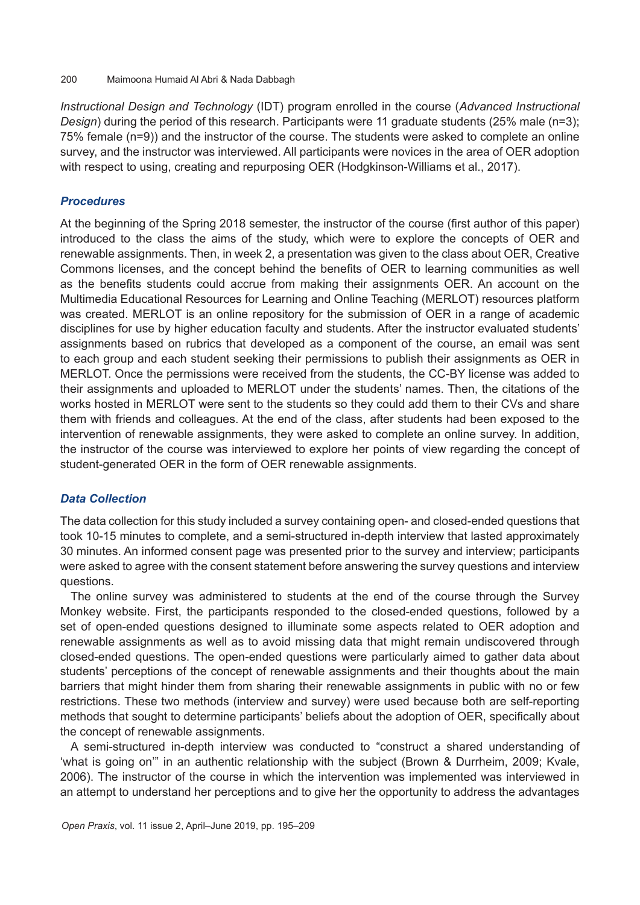*Instructional Design and Technology* (IDT) program enrolled in the course (*Advanced Instructional Design*) during the period of this research. Participants were 11 graduate students (25% male (n=3); 75% female (n=9)) and the instructor of the course. The students were asked to complete an online survey, and the instructor was interviewed. All participants were novices in the area of OER adoption with respect to using, creating and repurposing OER (Hodgkinson-Williams et al., 2017).

### *Procedures*

At the beginning of the Spring 2018 semester, the instructor of the course (first author of this paper) introduced to the class the aims of the study, which were to explore the concepts of OER and renewable assignments. Then, in week 2, a presentation was given to the class about OER, Creative Commons licenses, and the concept behind the benefits of OER to learning communities as well as the benefits students could accrue from making their assignments OER. An account on the Multimedia Educational Resources for Learning and Online Teaching (MERLOT) resources platform was created. MERLOT is an online repository for the submission of OER in a range of academic disciplines for use by higher education faculty and students. After the instructor evaluated students' assignments based on rubrics that developed as a component of the course, an email was sent to each group and each student seeking their permissions to publish their assignments as OER in MERLOT. Once the permissions were received from the students, the CC-BY license was added to their assignments and uploaded to MERLOT under the students' names. Then, the citations of the works hosted in MERLOT were sent to the students so they could add them to their CVs and share them with friends and colleagues. At the end of the class, after students had been exposed to the intervention of renewable assignments, they were asked to complete an online survey. In addition, the instructor of the course was interviewed to explore her points of view regarding the concept of student-generated OER in the form of OER renewable assignments.

### *Data Collection*

The data collection for this study included a survey containing open- and closed-ended questions that took 10-15 minutes to complete, and a semi-structured in-depth interview that lasted approximately 30 minutes. An informed consent page was presented prior to the survey and interview; participants were asked to agree with the consent statement before answering the survey questions and interview questions.

The online survey was administered to students at the end of the course through the Survey Monkey website. First, the participants responded to the closed-ended questions, followed by a set of open-ended questions designed to illuminate some aspects related to OER adoption and renewable assignments as well as to avoid missing data that might remain undiscovered through closed-ended questions. The open-ended questions were particularly aimed to gather data about students' perceptions of the concept of renewable assignments and their thoughts about the main barriers that might hinder them from sharing their renewable assignments in public with no or few restrictions. These two methods (interview and survey) were used because both are self-reporting methods that sought to determine participants' beliefs about the adoption of OER, specifically about the concept of renewable assignments.

A semi-structured in-depth interview was conducted to "construct a shared understanding of 'what is going on'" in an authentic relationship with the subject (Brown & Durrheim, 2009; Kvale, 2006). The instructor of the course in which the intervention was implemented was interviewed in an attempt to understand her perceptions and to give her the opportunity to address the advantages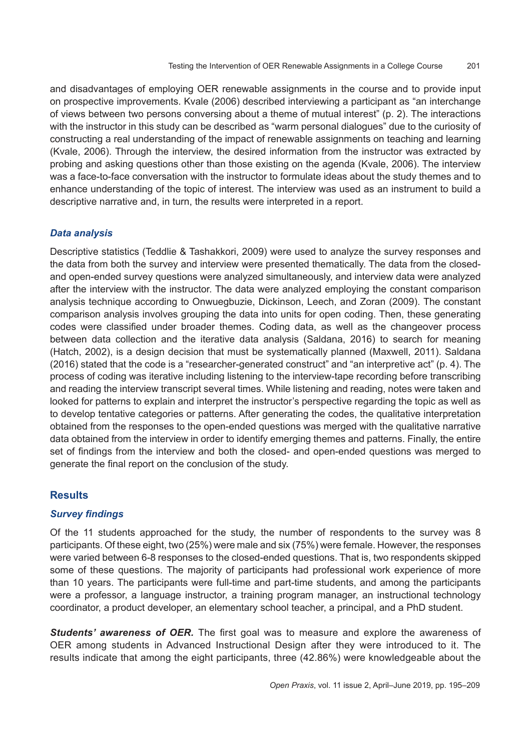and disadvantages of employing OER renewable assignments in the course and to provide input on prospective improvements. Kvale (2006) described interviewing a participant as "an interchange of views between two persons conversing about a theme of mutual interest" (p. 2). The interactions with the instructor in this study can be described as "warm personal dialogues" due to the curiosity of constructing a real understanding of the impact of renewable assignments on teaching and learning (Kvale, 2006). Through the interview, the desired information from the instructor was extracted by probing and asking questions other than those existing on the agenda (Kvale, 2006). The interview was a face-to-face conversation with the instructor to formulate ideas about the study themes and to enhance understanding of the topic of interest. The interview was used as an instrument to build a descriptive narrative and, in turn, the results were interpreted in a report.

### *Data analysis*

Descriptive statistics (Teddlie & Tashakkori, 2009) were used to analyze the survey responses and the data from both the survey and interview were presented thematically. The data from the closed- and open-ended survey questions were analyzed simultaneously, and interview data were analyzed after the interview with the instructor. The data were analyzed employing the constant comparison analysis technique according to Onwuegbuzie, Dickinson, Leech, and Zoran (2009). The constant comparison analysis involves grouping the data into units for open coding. Then, these generating codes were classified under broader themes. Coding data, as well as the changeover process between data collection and the iterative data analysis (Saldana, 2016) to search for meaning (Hatch, 2002), is a design decision that must be systematically planned (Maxwell, 2011). Saldana (2016) stated that the code is a "researcher-generated construct" and "an interpretive act" (p. 4). The process of coding was iterative including listening to the interview-tape recording before transcribing and reading the interview transcript several times. While listening and reading, notes were taken and looked for patterns to explain and interpret the instructor's perspective regarding the topic as well as to develop tentative categories or patterns. After generating the codes, the qualitative interpretation obtained from the responses to the open-ended questions was merged with the qualitative narrative data obtained from the interview in order to identify emerging themes and patterns. Finally, the entire set of findings from the interview and both the closed- and open-ended questions was merged to generate the final report on the conclusion of the study.

## Results

### *Survey findings*

Of the 11 students approached for the study, the number of respondents to the survey was 8 participants. Of these eight, two (25%) were male and six (75%) were female. However, the responses were varied between 6-8 responses to the closed-ended questions. That is, two respondents skipped some of these questions. The majority of participants had professional work experience of more than 10 years. The participants were full-time and part-time students, and among the participants were a professor, a language instructor, a training program manager, an instructional technology coordinator, a product developer, an elementary school teacher, a principal, and a PhD student.

***Students' awareness of OER.*** The first goal was to measure and explore the awareness of OER among students in Advanced Instructional Design after they were introduced to it. The results indicate that among the eight participants, three (42.86%) were knowledgeable about the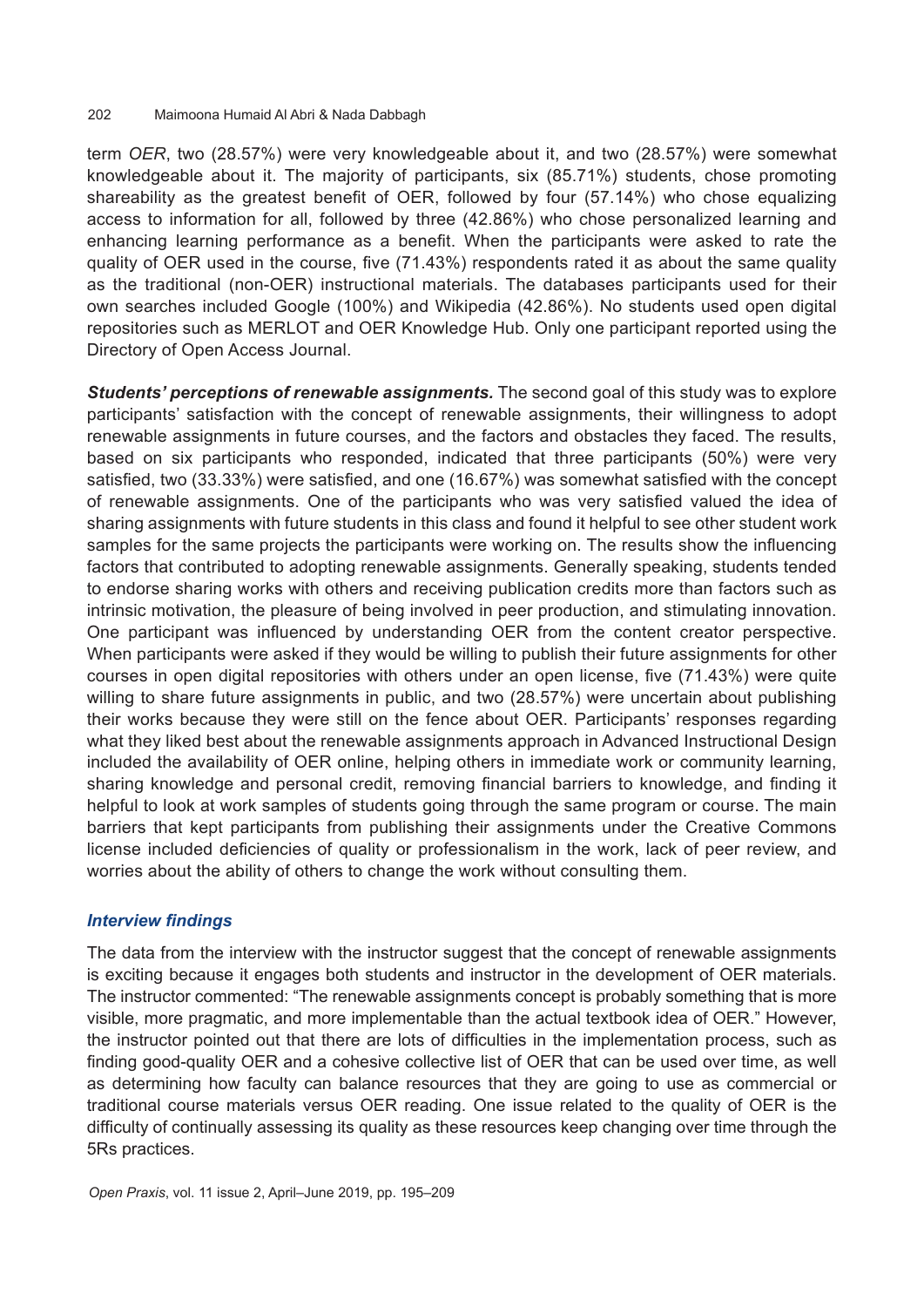term *OER*, two (28.57%) were very knowledgeable about it, and two (28.57%) were somewhat knowledgeable about it. The majority of participants, six (85.71%) students, chose promoting shareability as the greatest benefit of OER, followed by four (57.14%) who chose equalizing access to information for all, followed by three (42.86%) who chose personalized learning and enhancing learning performance as a benefit. When the participants were asked to rate the quality of OER used in the course, five (71.43%) respondents rated it as about the same quality as the traditional (non-OER) instructional materials. The databases participants used for their own searches included Google (100%) and Wikipedia (42.86%). No students used open digital repositories such as MERLOT and OER Knowledge Hub. Only one participant reported using the Directory of Open Access Journal.

***Students' perceptions of renewable assignments.*** The second goal of this study was to explore participants' satisfaction with the concept of renewable assignments, their willingness to adopt renewable assignments in future courses, and the factors and obstacles they faced. The results, based on six participants who responded, indicated that three participants (50%) were very satisfied, two (33.33%) were satisfied, and one (16.67%) was somewhat satisfied with the concept of renewable assignments. One of the participants who was very satisfied valued the idea of sharing assignments with future students in this class and found it helpful to see other student work samples for the same projects the participants were working on. The results show the influencing factors that contributed to adopting renewable assignments. Generally speaking, students tended to endorse sharing works with others and receiving publication credits more than factors such as intrinsic motivation, the pleasure of being involved in peer production, and stimulating innovation. One participant was influenced by understanding OER from the content creator perspective. When participants were asked if they would be willing to publish their future assignments for other courses in open digital repositories with others under an open license, five (71.43%) were quite willing to share future assignments in public, and two (28.57%) were uncertain about publishing their works because they were still on the fence about OER. Participants' responses regarding what they liked best about the renewable assignments approach in Advanced Instructional Design included the availability of OER online, helping others in immediate work or community learning, sharing knowledge and personal credit, removing financial barriers to knowledge, and finding it helpful to look at work samples of students going through the same program or course. The main barriers that kept participants from publishing their assignments under the Creative Commons license included deficiencies of quality or professionalism in the work, lack of peer review, and worries about the ability of others to change the work without consulting them.

### *Interview findings*

The data from the interview with the instructor suggest that the concept of renewable assignments is exciting because it engages both students and instructor in the development of OER materials. The instructor commented: "The renewable assignments concept is probably something that is more visible, more pragmatic, and more implementable than the actual textbook idea of OER." However, the instructor pointed out that there are lots of difficulties in the implementation process, such as finding good-quality OER and a cohesive collective list of OER that can be used over time, as well as determining how faculty can balance resources that they are going to use as commercial or traditional course materials versus OER reading. One issue related to the quality of OER is the difficulty of continually assessing its quality as these resources keep changing over time through the 5Rs practices.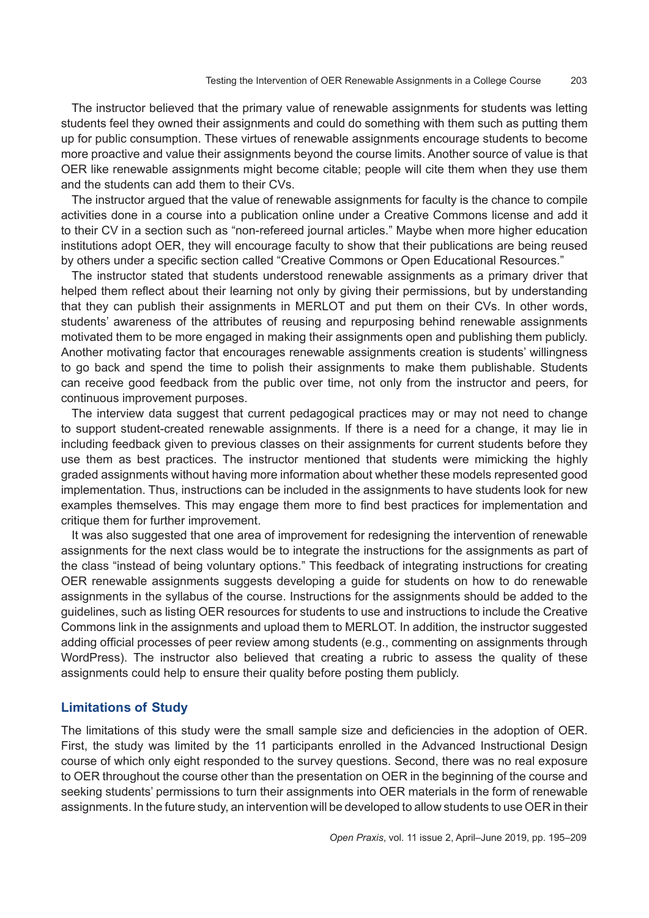The instructor believed that the primary value of renewable assignments for students was letting students feel they owned their assignments and could do something with them such as putting them up for public consumption. These virtues of renewable assignments encourage students to become more proactive and value their assignments beyond the course limits. Another source of value is that OER like renewable assignments might become citable; people will cite them when they use them and the students can add them to their CVs.

The instructor argued that the value of renewable assignments for faculty is the chance to compile activities done in a course into a publication online under a Creative Commons license and add it to their CV in a section such as "non-refereed journal articles." Maybe when more higher education institutions adopt OER, they will encourage faculty to show that their publications are being reused by others under a specific section called "Creative Commons or Open Educational Resources."

The instructor stated that students understood renewable assignments as a primary driver that helped them reflect about their learning not only by giving their permissions, but by understanding that they can publish their assignments in MERLOT and put them on their CVs. In other words, students' awareness of the attributes of reusing and repurposing behind renewable assignments motivated them to be more engaged in making their assignments open and publishing them publicly. Another motivating factor that encourages renewable assignments creation is students' willingness to go back and spend the time to polish their assignments to make them publishable. Students can receive good feedback from the public over time, not only from the instructor and peers, for continuous improvement purposes.

The interview data suggest that current pedagogical practices may or may not need to change to support student-created renewable assignments. If there is a need for a change, it may lie in including feedback given to previous classes on their assignments for current students before they use them as best practices. The instructor mentioned that students were mimicking the highly graded assignments without having more information about whether these models represented good implementation. Thus, instructions can be included in the assignments to have students look for new examples themselves. This may engage them more to find best practices for implementation and critique them for further improvement.

It was also suggested that one area of improvement for redesigning the intervention of renewable assignments for the next class would be to integrate the instructions for the assignments as part of the class "instead of being voluntary options." This feedback of integrating instructions for creating OER renewable assignments suggests developing a guide for students on how to do renewable assignments in the syllabus of the course. Instructions for the assignments should be added to the guidelines, such as listing OER resources for students to use and instructions to include the Creative Commons link in the assignments and upload them to MERLOT. In addition, the instructor suggested adding official processes of peer review among students (e.g., commenting on assignments through WordPress). The instructor also believed that creating a rubric to assess the quality of these assignments could help to ensure their quality before posting them publicly.

## Limitations of Study

The limitations of this study were the small sample size and deficiencies in the adoption of OER. First, the study was limited by the 11 participants enrolled in the Advanced Instructional Design course of which only eight responded to the survey questions. Second, there was no real exposure to OER throughout the course other than the presentation on OER in the beginning of the course and seeking students' permissions to turn their assignments into OER materials in the form of renewable assignments. In the future study, an intervention will be developed to allow students to use OER in their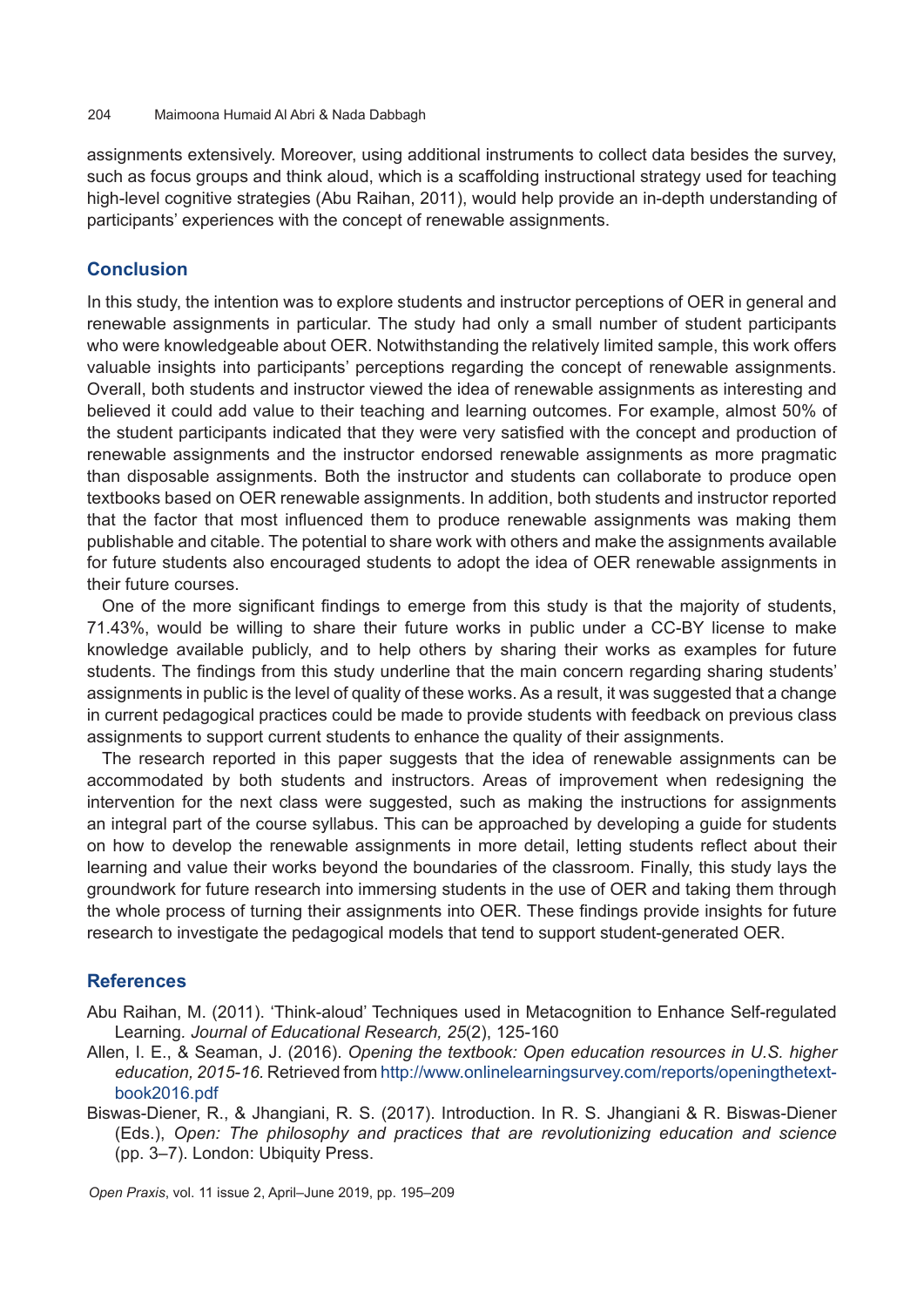assignments extensively. Moreover, using additional instruments to collect data besides the survey, such as focus groups and think aloud, which is a scaffolding instructional strategy used for teaching high-level cognitive strategies (Abu Raihan, 2011), would help provide an in-depth understanding of participants' experiences with the concept of renewable assignments.

## Conclusion

In this study, the intention was to explore students and instructor perceptions of OER in general and renewable assignments in particular. The study had only a small number of student participants who were knowledgeable about OER. Notwithstanding the relatively limited sample, this work offers valuable insights into participants' perceptions regarding the concept of renewable assignments. Overall, both students and instructor viewed the idea of renewable assignments as interesting and believed it could add value to their teaching and learning outcomes. For example, almost 50% of the student participants indicated that they were very satisfied with the concept and production of renewable assignments and the instructor endorsed renewable assignments as more pragmatic than disposable assignments. Both the instructor and students can collaborate to produce open textbooks based on OER renewable assignments. In addition, both students and instructor reported that the factor that most influenced them to produce renewable assignments was making them publishable and citable. The potential to share work with others and make the assignments available for future students also encouraged students to adopt the idea of OER renewable assignments in their future courses.

One of the more significant findings to emerge from this study is that the majority of students, 71.43%, would be willing to share their future works in public under a CC-BY license to make knowledge available publicly, and to help others by sharing their works as examples for future students. The findings from this study underline that the main concern regarding sharing students' assignments in public is the level of quality of these works. As a result, it was suggested that a change in current pedagogical practices could be made to provide students with feedback on previous class assignments to support current students to enhance the quality of their assignments.

The research reported in this paper suggests that the idea of renewable assignments can be accommodated by both students and instructors. Areas of improvement when redesigning the intervention for the next class were suggested, such as making the instructions for assignments an integral part of the course syllabus. This can be approached by developing a guide for students on how to develop the renewable assignments in more detail, letting students reflect about their learning and value their works beyond the boundaries of the classroom. Finally, this study lays the groundwork for future research into immersing students in the use of OER and taking them through the whole process of turning their assignments into OER. These findings provide insights for future research to investigate the pedagogical models that tend to support student-generated OER.

## References

Abu Raihan, M. (2011). 'Think-aloud' Techniques used in Metacognition to Enhance Self-regulated Learning. *Journal of Educational Research, 25*(2), 125-160

Allen, I. E., & Seaman, J. (2016). *Opening the textbook: Open education resources in U.S. higher education, 2015-16.* Retrieved from http://www.onlinelearningsurvey.com/reports/openingthetextbook2016.pdf

Biswas-Diener, R., & Jhangiani, R. S. (2017). Introduction. In R. S. Jhangiani & R. Biswas-Diener (Eds.), *Open: The philosophy and practices that are revolutionizing education and science* (pp. 3–7). London: Ubiquity Press.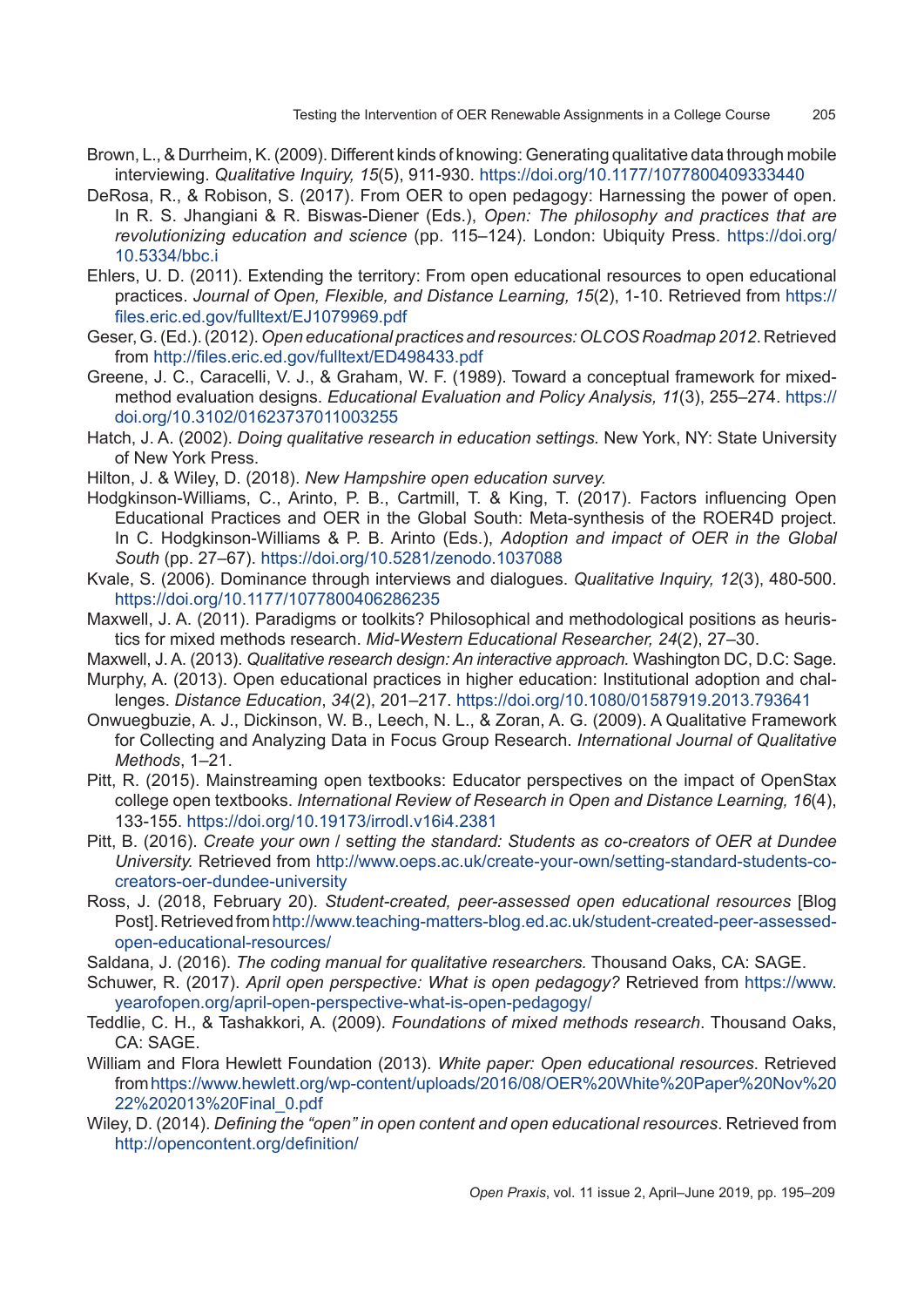Brown, L., & Durrheim, K. (2009). Different kinds of knowing: Generating qualitative data through mobile interviewing. *Qualitative Inquiry, 15*(5), 911-930. https://doi.org/10.1177/1077800409333440

DeRosa, R., & Robison, S. (2017). From OER to open pedagogy: Harnessing the power of open. In R. S. Jhangiani & R. Biswas-Diener (Eds.), *Open: The philosophy and practices that are revolutionizing education and science* (pp. 115–124). London: Ubiquity Press. https://doi.org/10.5334/bbc.i

Ehlers, U. D. (2011). Extending the territory: From open educational resources to open educational practices. *Journal of Open, Flexible, and Distance Learning, 15*(2), 1-10. Retrieved from https://files.eric.ed.gov/fulltext/EJ1079969.pdf

Geser, G. (Ed.). (2012). *Open educational practices and resources: OLCOS Roadmap 2012*. Retrieved from http://files.eric.ed.gov/fulltext/ED498433.pdf

Greene, J. C., Caracelli, V. J., & Graham, W. F. (1989). Toward a conceptual framework for mixed-method evaluation designs. *Educational Evaluation and Policy Analysis, 11*(3), 255–274. https://doi.org/10.3102/01623737011003255

Hatch, J. A. (2002). *Doing qualitative research in education settings.* New York, NY: State University of New York Press.

Hilton, J. & Wiley, D. (2018). *New Hampshire open education survey.*

Hodgkinson-Williams, C., Arinto, P. B., Cartmill, T. & King, T. (2017). Factors influencing Open Educational Practices and OER in the Global South: Meta-synthesis of the ROER4D project. In C. Hodgkinson-Williams & P. B. Arinto (Eds.), *Adoption and impact of OER in the Global South* (pp. 27–67). https://doi.org/10.5281/zenodo.1037088

Kvale, S. (2006). Dominance through interviews and dialogues. *Qualitative Inquiry, 12*(3), 480-500. https://doi.org/10.1177/1077800406286235

Maxwell, J. A. (2011). Paradigms or toolkits? Philosophical and methodological positions as heuristics for mixed methods research. *Mid-Western Educational Researcher, 24*(2), 27–30.

Maxwell, J. A. (2013). *Qualitative research design: An interactive approach.* Washington DC, D.C: Sage.

Murphy, A. (2013). Open educational practices in higher education: Institutional adoption and challenges. *Distance Education*, *34*(2), 201–217. https://doi.org/10.1080/01587919.2013.793641

Onwuegbuzie, A. J., Dickinson, W. B., Leech, N. L., & Zoran, A. G. (2009). A Qualitative Framework for Collecting and Analyzing Data in Focus Group Research. *International Journal of Qualitative Methods*, 1–21.

Pitt, R. (2015). Mainstreaming open textbooks: Educator perspectives on the impact of OpenStax college open textbooks. *International Review of Research in Open and Distance Learning, 16*(4), 133-155. https://doi.org/10.19173/irrodl.v16i4.2381

Pitt, B. (2016). *Create your own* / *setting the standard: Students as co-creators of OER at Dundee University.* Retrieved from http://www.oeps.ac.uk/create-your-own/setting-standard-students-co-creators-oer-dundee-university

Ross, J. (2018, February 20). *Student-created, peer-assessed open educational resources* [Blog Post]. Retrieved from http://www.teaching-matters-blog.ed.ac.uk/student-created-peer-assessed-open-educational-resources/

Saldana, J. (2016). *The coding manual for qualitative researchers.* Thousand Oaks, CA: SAGE.

Schuwer, R. (2017). *April open perspective: What is open pedagogy?* Retrieved from https://www.yearofopen.org/april-open-perspective-what-is-open-pedagogy/

Teddlie, C. H., & Tashakkori, A. (2009). *Foundations of mixed methods research*. Thousand Oaks, CA: SAGE.

William and Flora Hewlett Foundation (2013). *White paper: Open educational resources*. Retrieved from https://www.hewlett.org/wp-content/uploads/2016/08/OER%20White%20Paper%20Nov%2022%202013%20Final_0.pdf

Wiley, D. (2014). *Defining the "open" in open content and open educational resources*. Retrieved from http://opencontent.org/definition/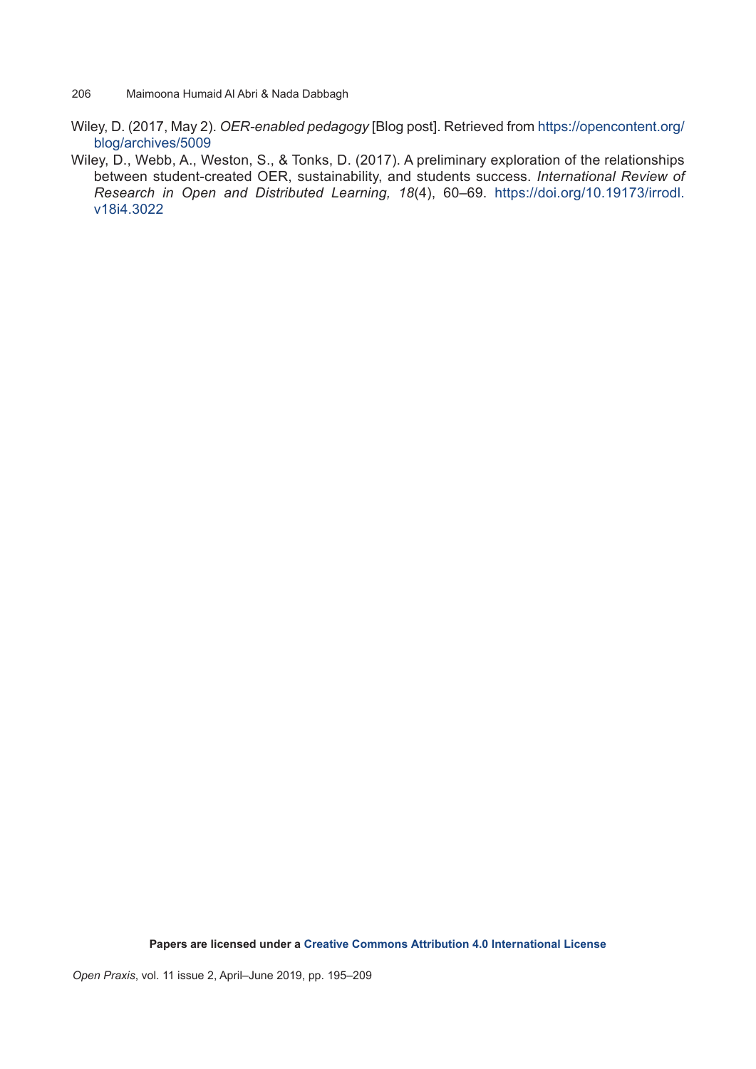Wiley, D. (2017, May 2). *OER-enabled pedagogy* [Blog post]. Retrieved from https://opencontent.org/blog/archives/5009

Wiley, D., Webb, A., Weston, S., & Tonks, D. (2017). A preliminary exploration of the relationships between student-created OER, sustainability, and students success. *International Review of Research in Open and Distributed Learning, 18*(4), 60–69. https://doi.org/10.19173/irrodl.v18i4.3022

**Papers are licensed under a Creative Commons Attribution 4.0 International License**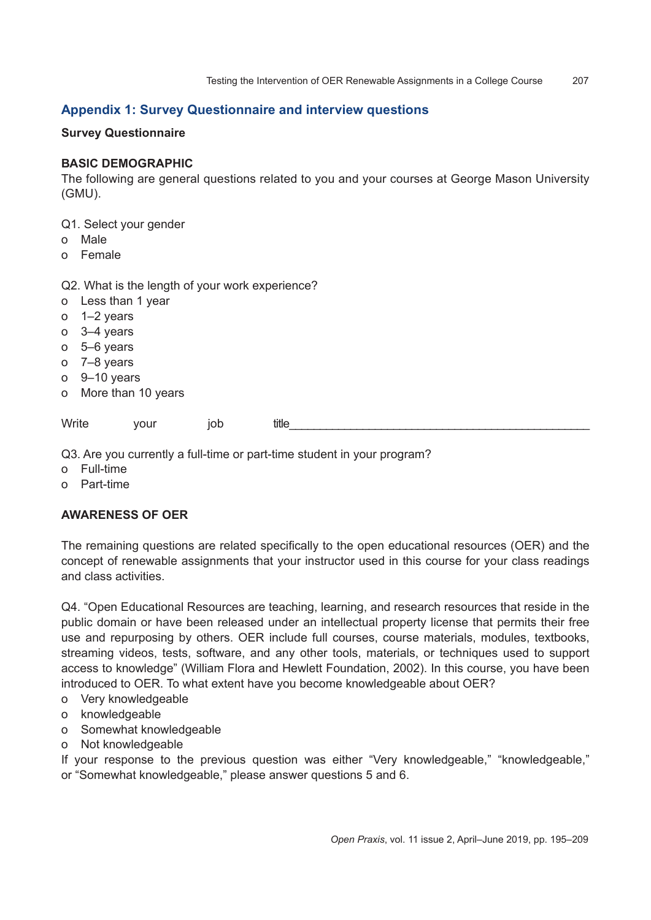## Appendix 1: Survey Questionnaire and interview questions

**Survey Questionnaire**

**BASIC DEMOGRAPHIC**

The following are general questions related to you and your courses at George Mason University (GMU).

Q1. Select your gender

- o Male
- o Female

Q2. What is the length of your work experience?

- o Less than 1 year
- o 1–2 years
- o 3–4 years
- o 5–6 years
- o 7–8 years
- o 9–10 years
- o More than 10 years

Write your job title_______________________________________________

Q3. Are you currently a full-time or part-time student in your program?

- o Full-time
- o Part-time

**AWARENESS OF OER**

The remaining questions are related specifically to the open educational resources (OER) and the concept of renewable assignments that your instructor used in this course for your class readings and class activities.

Q4. "Open Educational Resources are teaching, learning, and research resources that reside in the public domain or have been released under an intellectual property license that permits their free use and repurposing by others. OER include full courses, course materials, modules, textbooks, streaming videos, tests, software, and any other tools, materials, or techniques used to support access to knowledge" (William Flora and Hewlett Foundation, 2002). In this course, you have been introduced to OER. To what extent have you become knowledgeable about OER?

- o Very knowledgeable
- o knowledgeable
- o Somewhat knowledgeable
- o Not knowledgeable

If your response to the previous question was either "Very knowledgeable," "knowledgeable," or "Somewhat knowledgeable," please answer questions 5 and 6.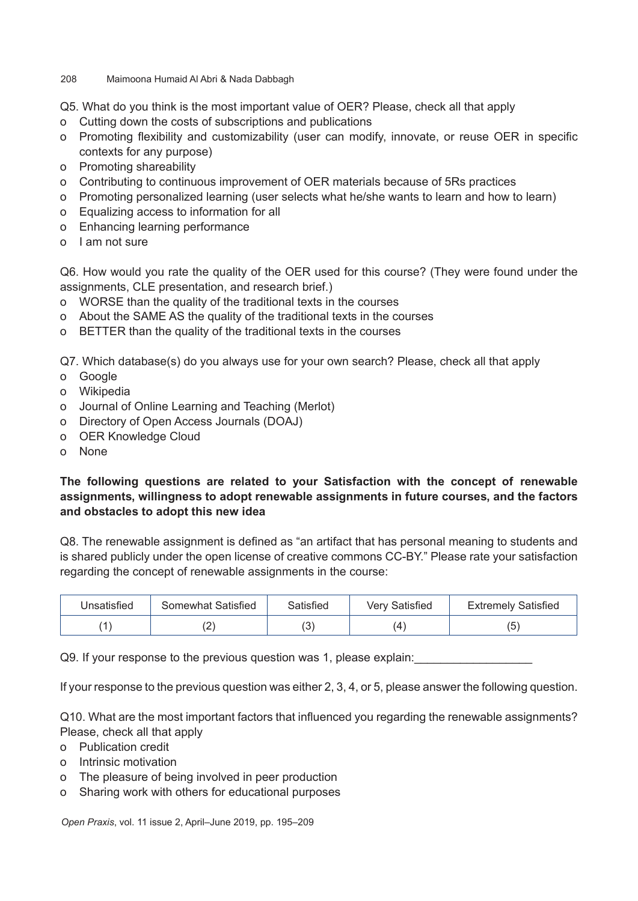Q5. What do you think is the most important value of OER? Please, check all that apply

- o Cutting down the costs of subscriptions and publications
- o Promoting flexibility and customizability (user can modify, innovate, or reuse OER in specific contexts for any purpose)
- o Promoting shareability
- o Contributing to continuous improvement of OER materials because of 5Rs practices
- o Promoting personalized learning (user selects what he/she wants to learn and how to learn)
- o Equalizing access to information for all
- o Enhancing learning performance
- o I am not sure

Q6. How would you rate the quality of the OER used for this course? (They were found under the assignments, CLE presentation, and research brief.)

- o WORSE than the quality of the traditional texts in the courses
- o About the SAME AS the quality of the traditional texts in the courses
- o BETTER than the quality of the traditional texts in the courses

Q7. Which database(s) do you always use for your own search? Please, check all that apply

- o Google
- o Wikipedia
- o Journal of Online Learning and Teaching (Merlot)
- o Directory of Open Access Journals (DOAJ)
- o OER Knowledge Cloud
- o None

**The following questions are related to your Satisfaction with the concept of renewable assignments, willingness to adopt renewable assignments in future courses, and the factors and obstacles to adopt this new idea**

Q8. The renewable assignment is defined as "an artifact that has personal meaning to students and is shared publicly under the open license of creative commons CC-BY." Please rate your satisfaction regarding the concept of renewable assignments in the course:

| Unsatisfied | Somewhat Satisfied | Satisfied | Very Satisfied | Extremely Satisfied |
|---|---|---|---|---|
| (1) | (2) | (3) | (4) | (5) |

Q9. If your response to the previous question was 1, please explain:__________________

If your response to the previous question was either 2, 3, 4, or 5, please answer the following question.

Q10. What are the most important factors that influenced you regarding the renewable assignments? Please, check all that apply

- o Publication credit
- o Intrinsic motivation
- o The pleasure of being involved in peer production
- o Sharing work with others for educational purposes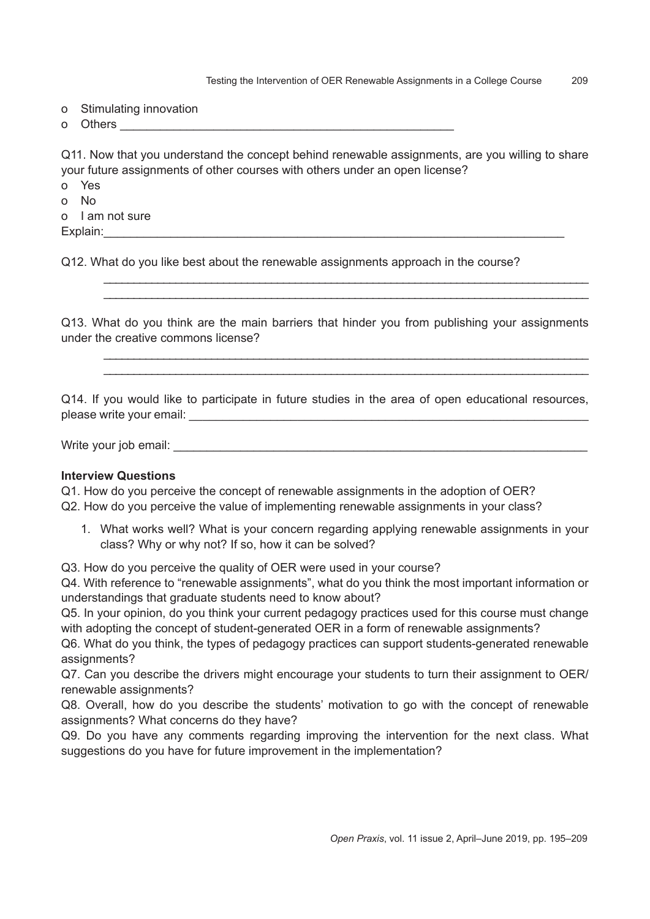- o Stimulating innovation
- o Others ___________________________________________________

Q11. Now that you understand the concept behind renewable assignments, are you willing to share your future assignments of other courses with others under an open license?

- o Yes
- o No
- o I am not sure

Explain:_________________________________________________________________________

Q12. What do you like best about the renewable assignments approach in the course?

_____________________________________________________________________________
_____________________________________________________________________________

Q13. What do you think are the main barriers that hinder you from publishing your assignments under the creative commons license?

_____________________________________________________________________________
_____________________________________________________________________________

Q14. If you would like to participate in future studies in the area of open educational resources, please write your email: _______________________________________________________________

Write your job email: ______________________________________________________________

**Interview Questions**

Q1. How do you perceive the concept of renewable assignments in the adoption of OER?

Q2. How do you perceive the value of implementing renewable assignments in your class?

1. What works well? What is your concern regarding applying renewable assignments in your class? Why or why not? If so, how it can be solved?

Q3. How do you perceive the quality of OER were used in your course?

Q4. With reference to "renewable assignments", what do you think the most important information or understandings that graduate students need to know about?

Q5. In your opinion, do you think your current pedagogy practices used for this course must change with adopting the concept of student-generated OER in a form of renewable assignments?

Q6. What do you think, the types of pedagogy practices can support students-generated renewable assignments?

Q7. Can you describe the drivers might encourage your students to turn their assignment to OER/ renewable assignments?

Q8. Overall, how do you describe the students' motivation to go with the concept of renewable assignments? What concerns do they have?

Q9. Do you have any comments regarding improving the intervention for the next class. What suggestions do you have for future improvement in the implementation?